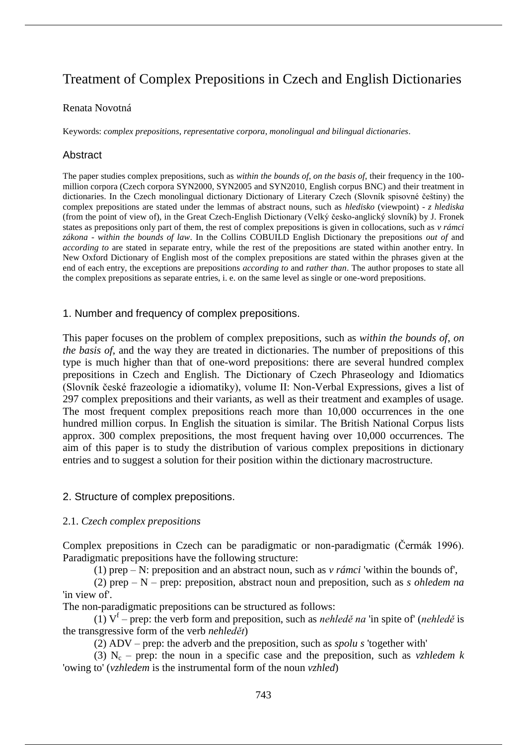# Treatment of Complex Prepositions in Czech and English Dictionaries

Renata Novotná

Keywords: *complex prepositions*, *representative corpora*, *monolingual and bilingual dictionaries*.

## Abstract

The paper studies complex prepositions, such as *within the bounds of*, *on the basis of*, their frequency in the 100-million corpora (Czech corpora SYN2000, SYN2005 and SYN2010, English corpus BNC) and their treatment in dictionaries. In the Czech monolingual dictionary Dictionary of Literary Czech (Slovník spisovné češtiny) the complex prepositions are stated under the lemmas of abstract nouns, such as *hledisko* (viewpoint) - *z hlediska* (from the point of view of), in the Great Czech-English Dictionary (Velký česko-anglický slovník) by J. Fronek states as prepositions only part of them, the rest of complex prepositions is given in collocations, such as *v rámci zákona* - *within the bounds of law*. In the Collins COBUILD English Dictionary the prepositions *out of* and *according to* are stated in separate entry, while the rest of the prepositions are stated within another entry. In New Oxford Dictionary of English most of the complex prepositions are stated within the phrases given at the end of each entry, the exceptions are prepositions *according to* and *rather than*. The author proposes to state all the complex prepositions as separate entries, i. e. on the same level as single or one-word prepositions.

## 1. Number and frequency of complex prepositions.

This paper focuses on the problem of complex prepositions, such as *within the bounds of*, *on the basis of*, and the way they are treated in dictionaries. The number of prepositions of this type is much higher than that of one-word prepositions: there are several hundred complex prepositions in Czech and English. The Dictionary of Czech Phraseology and Idiomatics (Slovník české frazeologie a idiomatiky), volume II: Non-Verbal Expressions, gives a list of 297 complex prepositions and their variants, as well as their treatment and examples of usage. The most frequent complex prepositions reach more than 10,000 occurrences in the one hundred million corpus. In English the situation is similar. The British National Corpus lists approx. 300 complex prepositions, the most frequent having over 10,000 occurrences. The aim of this paper is to study the distribution of various complex prepositions in dictionary entries and to suggest a solution for their position within the dictionary macrostructure.

## 2. Structure of complex prepositions.

### 2.1. *Czech complex prepositions*

Complex prepositions in Czech can be paradigmatic or non-paradigmatic (Čermák 1996). Paradigmatic prepositions have the following structure:

(1) prep – N: preposition and an abstract noun, such as *v rámci* 'within the bounds of',

(2) prep – N – prep: preposition, abstract noun and preposition, such as *s ohledem na* 'in view of'.

The non-paradigmatic prepositions can be structured as follows:

(1) $V^f$ – prep: the verb form and preposition, such as *nehledě na* 'in spite of' (*nehledě* is the transgressive form of the verb *nehledět*)

(2) ADV – prep: the adverb and the preposition, such as *spolu s* 'together with'

(3) $N_c$ – prep: the noun in a specific case and the preposition, such as *vzhledem k* 'owing to' (*vzhledem* is the instrumental form of the noun *vzhled*)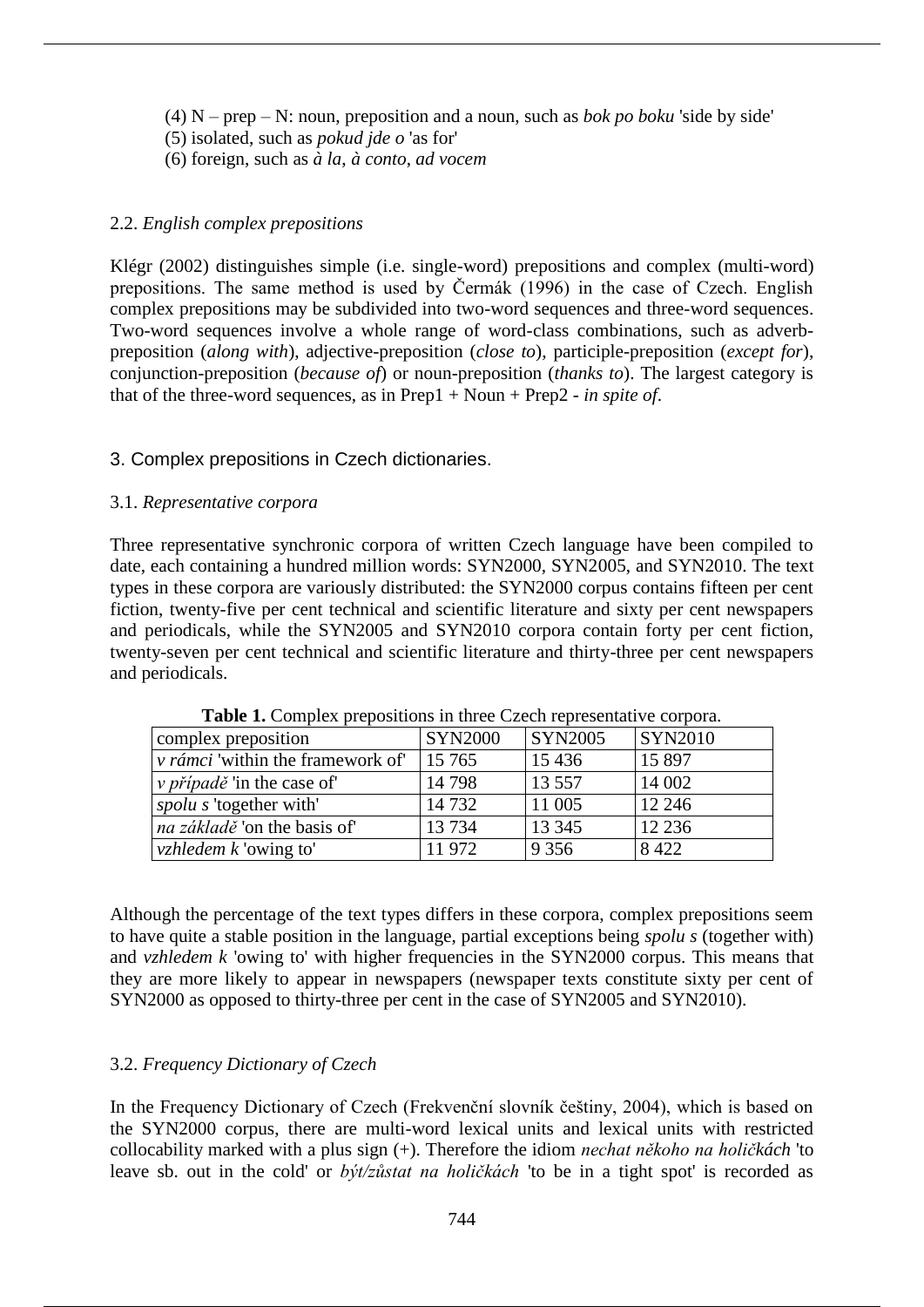(4) N – prep – N: noun, preposition and a noun, such as *bok po boku* 'side by side'
(5) isolated, such as *pokud jde o* 'as for'
(6) foreign, such as *à la*, *à conto*, *ad vocem*

2.2. *English complex prepositions*

Klégr (2002) distinguishes simple (i.e. single-word) prepositions and complex (multi-word) prepositions. The same method is used by Čermák (1996) in the case of Czech. English complex prepositions may be subdivided into two-word sequences and three-word sequences. Two-word sequences involve a whole range of word-class combinations, such as adverb-preposition (*along with*), adjective-preposition (*close to*), participle-preposition (*except for*), conjunction-preposition (*because of*) or noun-preposition (*thanks to*). The largest category is that of the three-word sequences, as in Prep1 + Noun + Prep2 - *in spite of*.

## 3. Complex prepositions in Czech dictionaries.

3.1. *Representative corpora*

Three representative synchronic corpora of written Czech language have been compiled to date, each containing a hundred million words: SYN2000, SYN2005, and SYN2010. The text types in these corpora are variously distributed: the SYN2000 corpus contains fifteen per cent fiction, twenty-five per cent technical and scientific literature and sixty per cent newspapers and periodicals, while the SYN2005 and SYN2010 corpora contain forty per cent fiction, twenty-seven per cent technical and scientific literature and thirty-three per cent newspapers and periodicals.

**Table 1.** Complex prepositions in three Czech representative corpora.

| complex preposition | SYN2000 | SYN2005 | SYN2010 |
|---|---|---|---|
| *v rámci* 'within the framework of' | 15 765 | 15 436 | 15 897 |
| *v případě* 'in the case of' | 14 798 | 13 557 | 14 002 |
| *spolu s* 'together with' | 14 732 | 11 005 | 12 246 |
| *na základě* 'on the basis of' | 13 734 | 13 345 | 12 236 |
| *vzhledem k* 'owing to' | 11 972 | 9 356 | 8 422 |

Although the percentage of the text types differs in these corpora, complex prepositions seem to have quite a stable position in the language, partial exceptions being *spolu s* (together with) and *vzhledem k* 'owing to' with higher frequencies in the SYN2000 corpus. This means that they are more likely to appear in newspapers (newspaper texts constitute sixty per cent of SYN2000 as opposed to thirty-three per cent in the case of SYN2005 and SYN2010).

3.2. *Frequency Dictionary of Czech*

In the Frequency Dictionary of Czech (Frekvenční slovník češtiny, 2004), which is based on the SYN2000 corpus, there are multi-word lexical units and lexical units with restricted collocability marked with a plus sign (+). Therefore the idiom *nechat někoho na holičkách* 'to leave sb. out in the cold' or *být/zůstat na holičkách* 'to be in a tight spot' is recorded as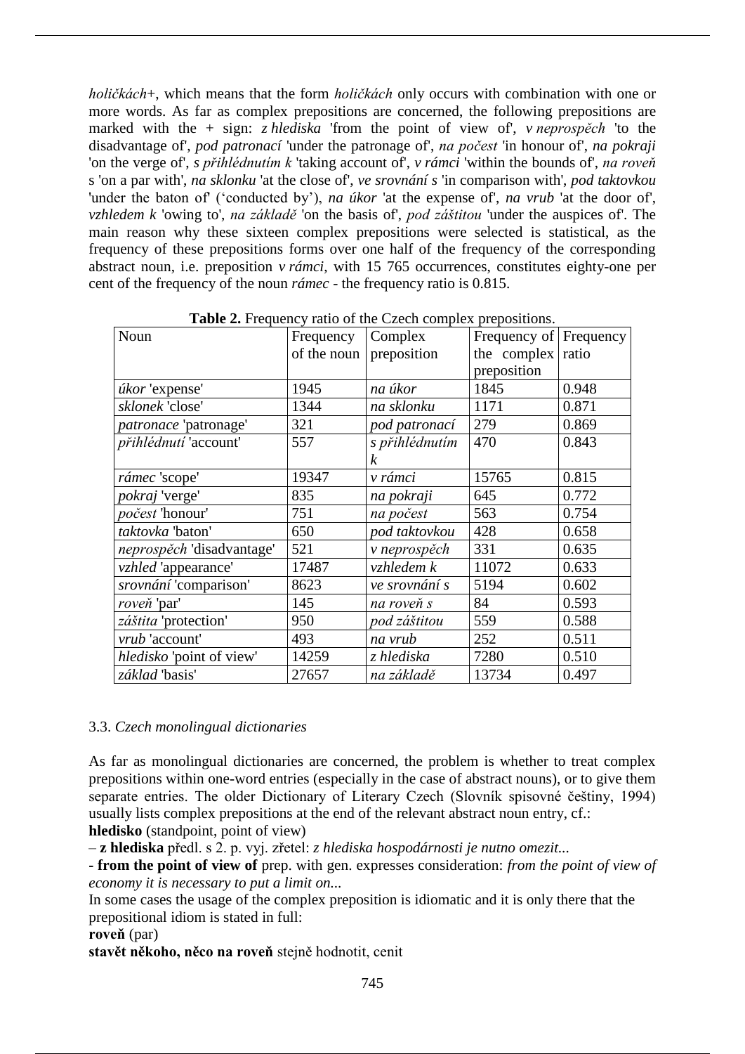*holičkách+*, which means that the form *holičkách* only occurs with combination with one or more words. As far as complex prepositions are concerned, the following prepositions are marked with the + sign: *z hlediska* 'from the point of view of', *v neprospěch* 'to the disadvantage of', *pod patronací* 'under the patronage of', *na počest* 'in honour of', *na pokraji* 'on the verge of', *s přihlédnutím k* 'taking account of', *v rámci* 'within the bounds of', *na roveň* s 'on a par with', *na sklonku* 'at the close of', *ve srovnání s* 'in comparison with', *pod taktovkou* 'under the baton of' ('conducted by'), *na úkor* 'at the expense of', *na vrub* 'at the door of', *vzhledem k* 'owing to', *na základě* 'on the basis of', *pod záštitou* 'under the auspices of'. The main reason why these sixteen complex prepositions were selected is statistical, as the frequency of these prepositions forms over one half of the frequency of the corresponding abstract noun, i.e. preposition *v rámci*, with 15 765 occurrences, constitutes eighty-one per cent of the frequency of the noun *rámec* - the frequency ratio is 0.815.

**Table 2.** Frequency ratio of the Czech complex prepositions.

| Noun | Frequency of the noun | Complex preposition | Frequency of the complex preposition | Frequency ratio |
|---|---|---|---|---|
| *úkor* 'expense' | 1945 | *na úkor* | 1845 | 0.948 |
| *sklonek* 'close' | 1344 | *na sklonku* | 1171 | 0.871 |
| *patronace* 'patronage' | 321 | *pod patronací* | 279 | 0.869 |
| *přihlédnutí* 'account' | 557 | *s přihlédnutím k* | 470 | 0.843 |
| *rámec* 'scope' | 19347 | *v rámci* | 15765 | 0.815 |
| *pokraj* 'verge' | 835 | *na pokraji* | 645 | 0.772 |
| *počest* 'honour' | 751 | *na počest* | 563 | 0.754 |
| *taktovka* 'baton' | 650 | *pod taktovkou* | 428 | 0.658 |
| *neprospěch* 'disadvantage' | 521 | *v neprospěch* | 331 | 0.635 |
| *vzhled* 'appearance' | 17487 | *vzhledem k* | 11072 | 0.633 |
| *srovnání* 'comparison' | 8623 | *ve srovnání s* | 5194 | 0.602 |
| *roveň* 'par' | 145 | *na roveň s* | 84 | 0.593 |
| *záštita* 'protection' | 950 | *pod záštitou* | 559 | 0.588 |
| *vrub* 'account' | 493 | *na vrub* | 252 | 0.511 |
| *hledisko* 'point of view' | 14259 | *z hlediska* | 7280 | 0.510 |
| *základ* 'basis' | 27657 | *na základě* | 13734 | 0.497 |

### 3.3. *Czech monolingual dictionaries*

As far as monolingual dictionaries are concerned, the problem is whether to treat complex prepositions within one-word entries (especially in the case of abstract nouns), or to give them separate entries. The older Dictionary of Literary Czech (Slovník spisovné češtiny, 1994) usually lists complex prepositions at the end of the relevant abstract noun entry, cf.:

**hledisko** (standpoint, point of view)

– **z hlediska** předl. s 2. p. vyj. zřetel: *z hlediska hospodárnosti je nutno omezit...*

**- from the point of view of** prep. with gen. expresses consideration: *from the point of view of economy it is necessary to put a limit on...*

In some cases the usage of the complex preposition is idiomatic and it is only there that the prepositional idiom is stated in full:

**roveň** (par)

**stavět někoho, něco na roveň** stejně hodnotit, cenit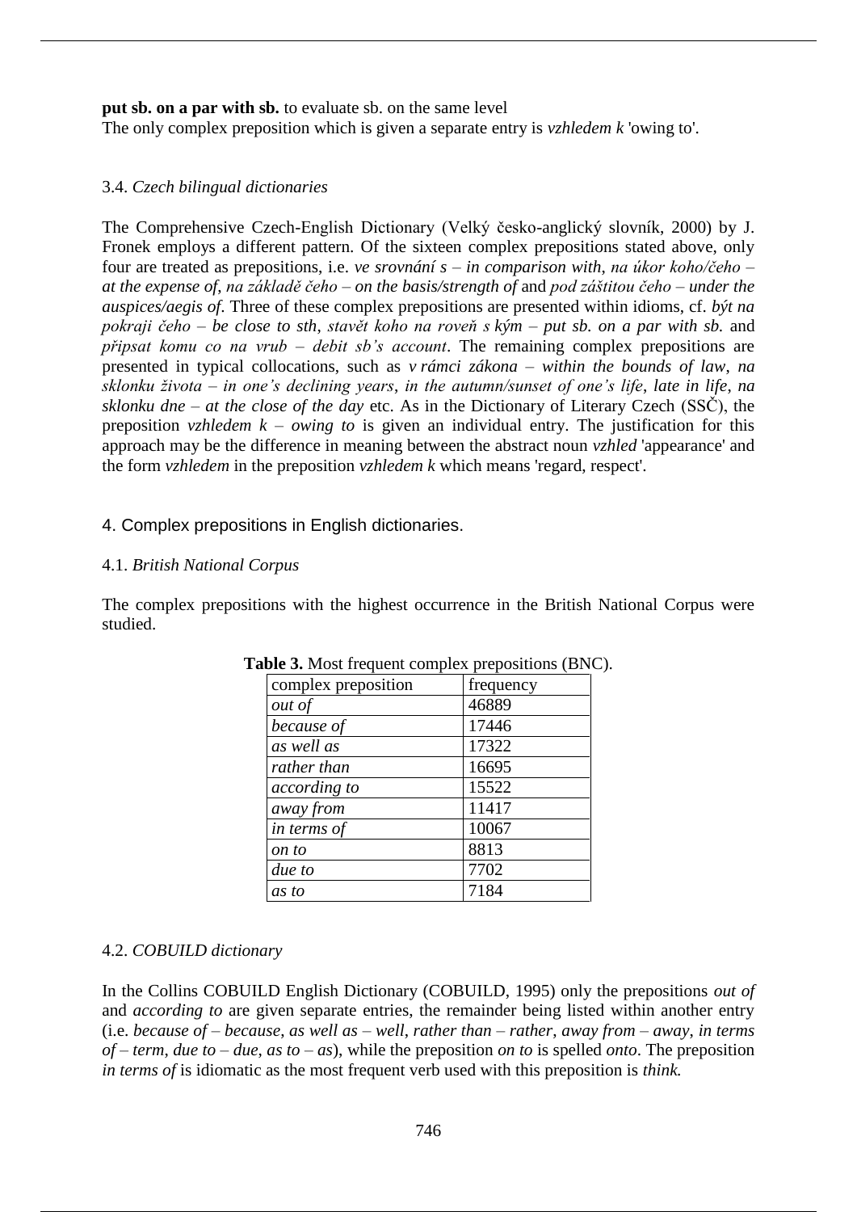**put sb. on a par with sb.** to evaluate sb. on the same level
The only complex preposition which is given a separate entry is *vzhledem k* 'owing to'.

### 3.4. *Czech bilingual dictionaries*

The Comprehensive Czech-English Dictionary (Velký česko-anglický slovník, 2000) by J. Fronek employs a different pattern. Of the sixteen complex prepositions stated above, only four are treated as prepositions, i.e. *ve srovnání s – in comparison with*, *na úkor koho/čeho – at the expense of*, *na základě čeho – on the basis/strength of* and *pod záštitou čeho – under the auspices/aegis of*. Three of these complex prepositions are presented within idioms, cf. *být na pokraji čeho – be close to sth*, *stavět koho na roveň s kým – put sb. on a par with sb.* and *připsat komu co na vrub – debit sb's account*. The remaining complex prepositions are presented in typical collocations, such as *v rámci zákona – within the bounds of law*, *na sklonku života – in one's declining years*, *in the autumn/sunset of one's life*, *late in life*, *na sklonku dne – at the close of the day* etc. As in the Dictionary of Literary Czech (SSČ), the preposition *vzhledem k – owing to* is given an individual entry. The justification for this approach may be the difference in meaning between the abstract noun *vzhled* 'appearance' and the form *vzhledem* in the preposition *vzhledem k* which means 'regard, respect'.

## 4. Complex prepositions in English dictionaries.

### 4.1. *British National Corpus*

The complex prepositions with the highest occurrence in the British National Corpus were studied.

**Table 3.** Most frequent complex prepositions (BNC).

| complex preposition | frequency |
|---|---|
| *out of* | 46889 |
| *because of* | 17446 |
| *as well as* | 17322 |
| *rather than* | 16695 |
| *according to* | 15522 |
| *away from* | 11417 |
| *in terms of* | 10067 |
| *on to* | 8813 |
| *due to* | 7702 |
| *as to* | 7184 |

### 4.2. *COBUILD dictionary*

In the Collins COBUILD English Dictionary (COBUILD, 1995) only the prepositions *out of* and *according to* are given separate entries, the remainder being listed within another entry (i.e. *because of – because*, *as well as – well*, *rather than – rather*, *away from – away*, *in terms of – term*, *due to – due*, *as to – as*), while the preposition *on to* is spelled *onto*. The preposition *in terms of* is idiomatic as the most frequent verb used with this preposition is *think.*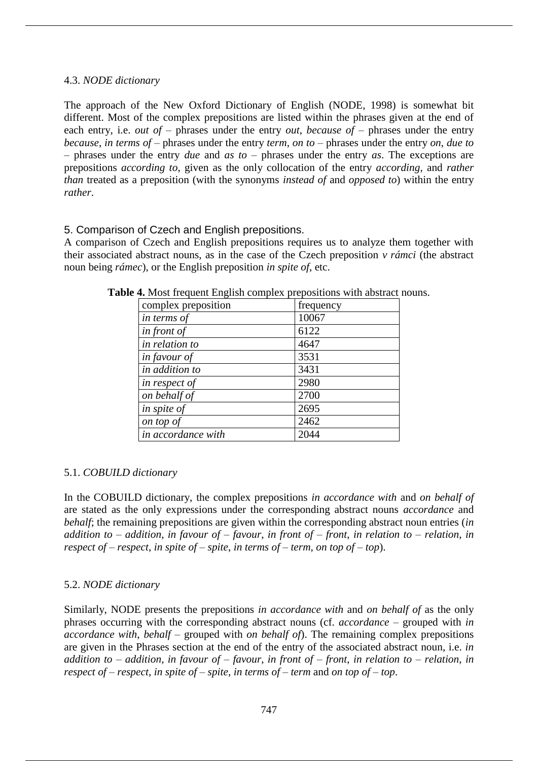### 4.3. *NODE dictionary*

The approach of the New Oxford Dictionary of English (NODE, 1998) is somewhat bit different. Most of the complex prepositions are listed within the phrases given at the end of each entry, i.e. *out of* – phrases under the entry *out*, *because of* – phrases under the entry *because*, *in terms of* – phrases under the entry *term*, *on to* – phrases under the entry *on*, *due to* – phrases under the entry *due* and *as to* – phrases under the entry *as*. The exceptions are prepositions *according to*, given as the only collocation of the entry *according*, and *rather than* treated as a preposition (with the synonyms *instead of* and *opposed to*) within the entry *rather*.

## 5. Comparison of Czech and English prepositions.

A comparison of Czech and English prepositions requires us to analyze them together with their associated abstract nouns, as in the case of the Czech preposition *v rámci* (the abstract noun being *rámec*), or the English preposition *in spite of*, etc.

**Table 4.** Most frequent English complex prepositions with abstract nouns.

| complex preposition | frequency |
|---|---|
| *in terms of* | 10067 |
| *in front of* | 6122 |
| *in relation to* | 4647 |
| *in favour of* | 3531 |
| *in addition to* | 3431 |
| *in respect of* | 2980 |
| *on behalf of* | 2700 |
| *in spite of* | 2695 |
| *on top of* | 2462 |
| *in accordance with* | 2044 |

### 5.1. *COBUILD dictionary*

In the COBUILD dictionary, the complex prepositions *in accordance with* and *on behalf of* are stated as the only expressions under the corresponding abstract nouns *accordance* and *behalf*; the remaining prepositions are given within the corresponding abstract noun entries (*in addition to* – *addition*, *in favour of* – *favour*, *in front of* – *front*, *in relation to* – *relation*, *in respect of* – *respect*, *in spite of* – *spite*, *in terms of* – *term*, *on top of* – *top*).

### 5.2. *NODE dictionary*

Similarly, NODE presents the prepositions *in accordance with* and *on behalf of* as the only phrases occurring with the corresponding abstract nouns (cf. *accordance* – grouped with *in accordance with*, *behalf* – grouped with *on behalf of*). The remaining complex prepositions are given in the Phrases section at the end of the entry of the associated abstract noun, i.e. *in addition to* – *addition*, *in favour of* – *favour*, *in front of* – *front*, *in relation to* – *relation*, *in respect of* – *respect*, *in spite of* – *spite*, *in terms of* – *term* and *on top of* – *top*.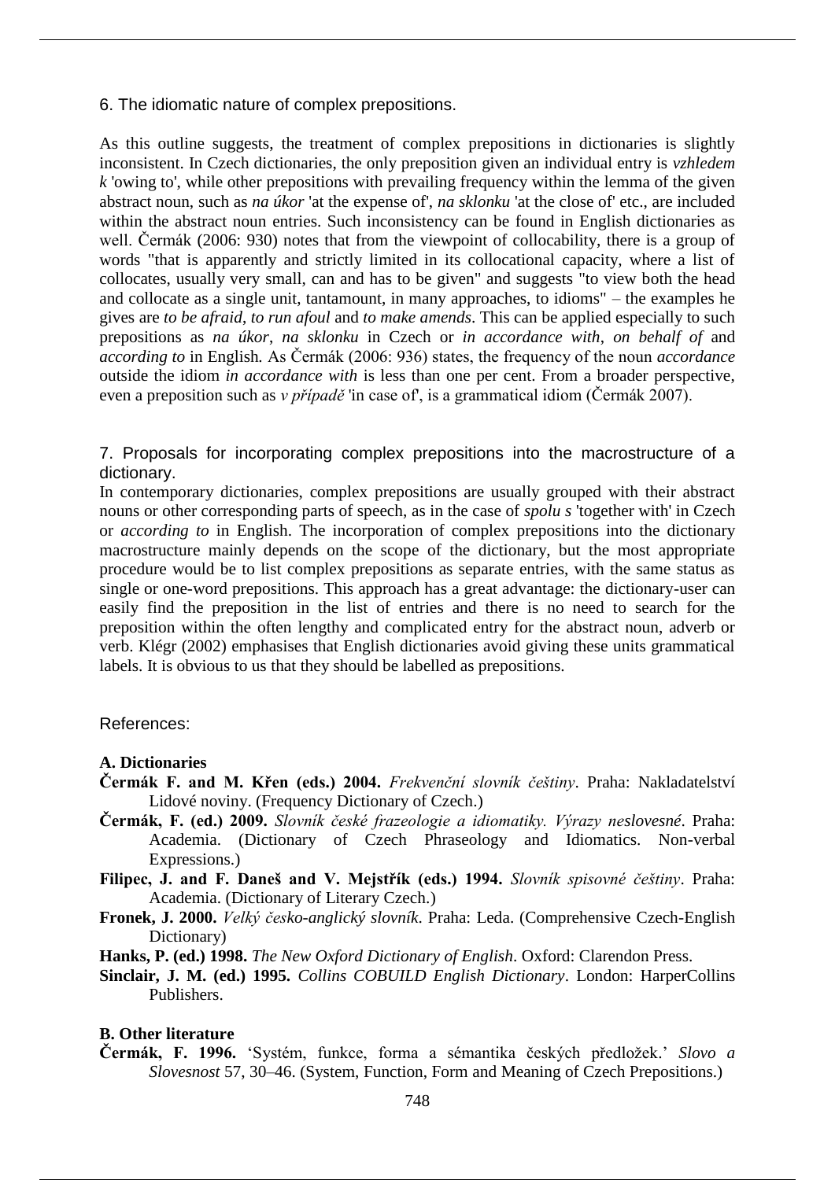## 6. The idiomatic nature of complex prepositions.

As this outline suggests, the treatment of complex prepositions in dictionaries is slightly inconsistent. In Czech dictionaries, the only preposition given an individual entry is *vzhledem k* 'owing to', while other prepositions with prevailing frequency within the lemma of the given abstract noun, such as *na úkor* 'at the expense of', *na sklonku* 'at the close of' etc., are included within the abstract noun entries. Such inconsistency can be found in English dictionaries as well. Čermák (2006: 930) notes that from the viewpoint of collocability, there is a group of words "that is apparently and strictly limited in its collocational capacity, where a list of collocates, usually very small, can and has to be given" and suggests "to view both the head and collocate as a single unit, tantamount, in many approaches, to idioms" – the examples he gives are *to be afraid*, *to run afoul* and *to make amends*. This can be applied especially to such prepositions as *na úkor*, *na sklonku* in Czech or *in accordance with*, *on behalf of* and *according to* in English. As Čermák (2006: 936) states, the frequency of the noun *accordance* outside the idiom *in accordance with* is less than one per cent. From a broader perspective, even a preposition such as *v případě* 'in case of', is a grammatical idiom (Čermák 2007).

## 7. Proposals for incorporating complex prepositions into the macrostructure of a dictionary.

In contemporary dictionaries, complex prepositions are usually grouped with their abstract nouns or other corresponding parts of speech, as in the case of *spolu s* 'together with' in Czech or *according to* in English. The incorporation of complex prepositions into the dictionary macrostructure mainly depends on the scope of the dictionary, but the most appropriate procedure would be to list complex prepositions as separate entries, with the same status as single or one-word prepositions. This approach has a great advantage: the dictionary-user can easily find the preposition in the list of entries and there is no need to search for the preposition within the often lengthy and complicated entry for the abstract noun, adverb or verb. Klégr (2002) emphasises that English dictionaries avoid giving these units grammatical labels. It is obvious to us that they should be labelled as prepositions.

## References:

### A. Dictionaries

**Čermák F. and M. Křen (eds.) 2004.** *Frekvenční slovník češtiny*. Praha: Nakladatelství Lidové noviny. (Frequency Dictionary of Czech.)

**Čermák, F. (ed.) 2009.** *Slovník české frazeologie a idiomatiky. Výrazy neslovesné*. Praha: Academia. (Dictionary of Czech Phraseology and Idiomatics. Non-verbal Expressions.)

**Filipec, J. and F. Daneš and V. Mejstřík (eds.) 1994.** *Slovník spisovné češtiny*. Praha: Academia. (Dictionary of Literary Czech.)

**Fronek, J. 2000.** *Velký česko-anglický slovník*. Praha: Leda. (Comprehensive Czech-English Dictionary)

**Hanks, P. (ed.) 1998.** *The New Oxford Dictionary of English*. Oxford: Clarendon Press.

**Sinclair, J. M. (ed.) 1995.** *Collins COBUILD English Dictionary*. London: HarperCollins Publishers.

### B. Other literature

**Čermák, F. 1996.** 'Systém, funkce, forma a sémantika českých předložek.' *Slovo a Slovesnost* 57, 30–46. (System, Function, Form and Meaning of Czech Prepositions.)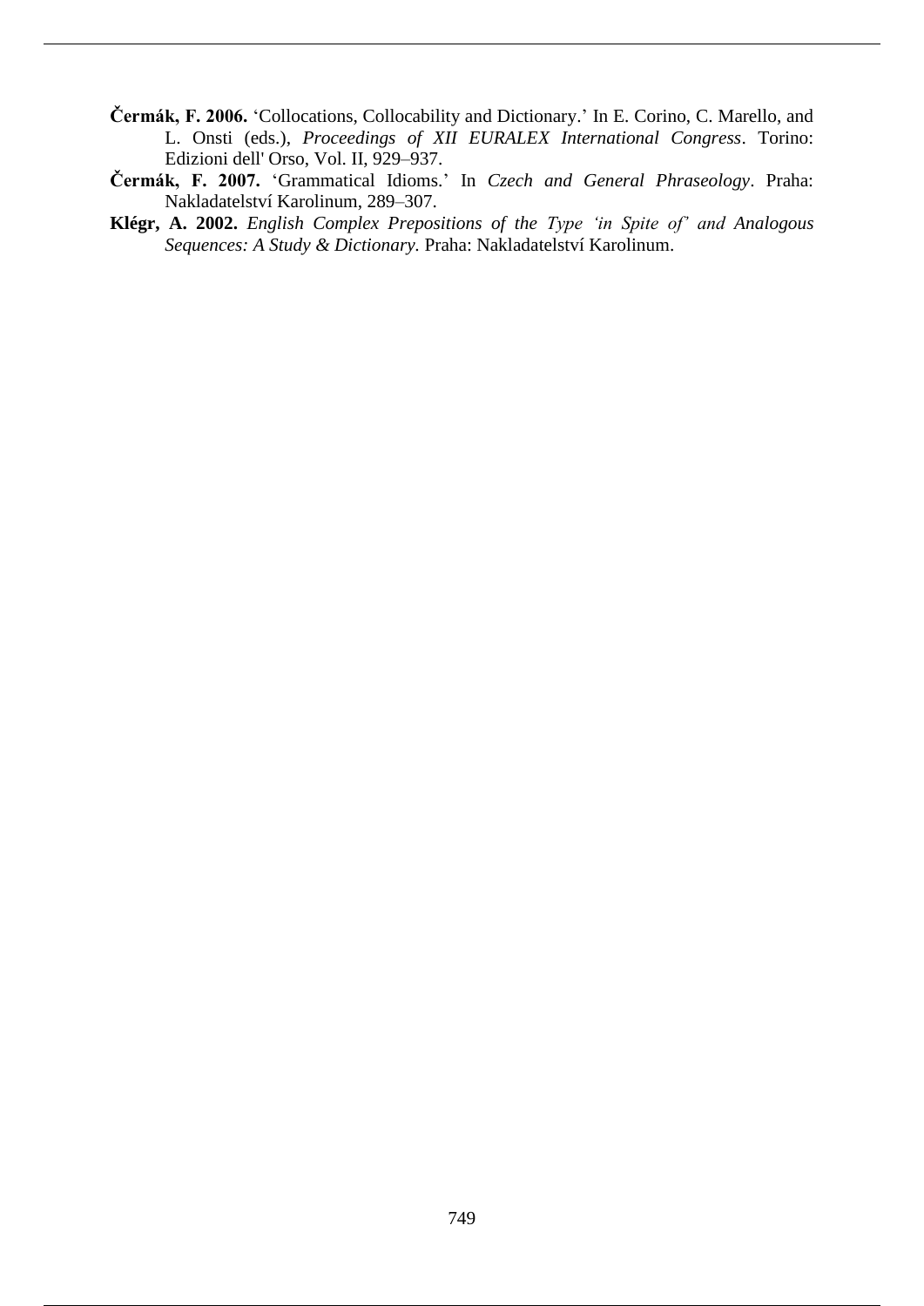**Čermák, F. 2006.** 'Collocations, Collocability and Dictionary.' In E. Corino, C. Marello, and L. Onsti (eds.), *Proceedings of XII EURALEX International Congress*. Torino: Edizioni dell' Orso, Vol. II, 929–937.

**Čermák, F. 2007.** 'Grammatical Idioms.' In *Czech and General Phraseology*. Praha: Nakladatelství Karolinum, 289–307.

**Klégr, A. 2002.** *English Complex Prepositions of the Type 'in Spite of' and Analogous Sequences: A Study & Dictionary.* Praha: Nakladatelství Karolinum.